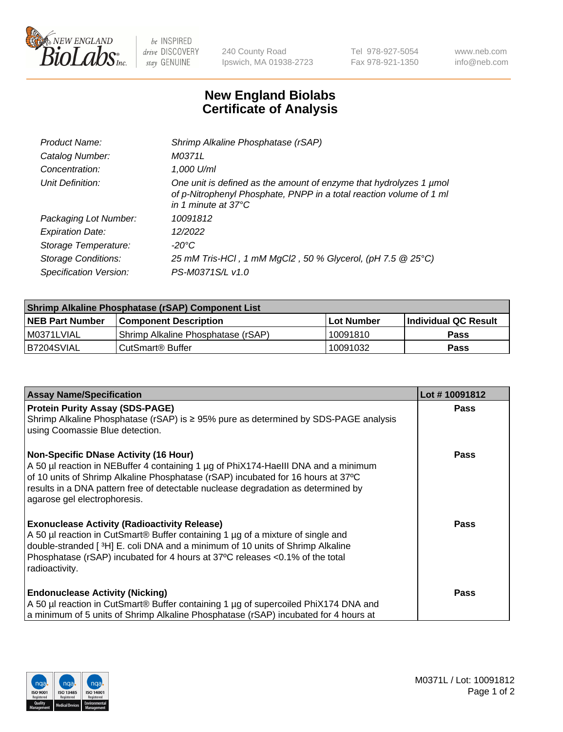240 County Road
Ipswich, MA 01938-2723

Tel 978-927-5054
Fax 978-921-1350

www.neb.com
info@neb.com

# New England Biolabs
# Certificate of Analysis

| | |
|---|---|
| *Product Name:* | *Shrimp Alkaline Phosphatase (rSAP)* |
| *Catalog Number:* | *M0371L* |
| *Concentration:* | *1,000 U/ml* |
| *Unit Definition:* | *One unit is defined as the amount of enzyme that hydrolyzes 1 µmol of p-Nitrophenyl Phosphate, PNPP in a total reaction volume of 1 ml in 1 minute at 37°C* |
| *Packaging Lot Number:* | *10091812* |
| *Expiration Date:* | *12/2022* |
| *Storage Temperature:* | *-20°C* |
| *Storage Conditions:* | *25 mM Tris-HCl , 1 mM MgCl2 , 50 % Glycerol, (pH 7.5 @ 25°C)* |
| *Specification Version:* | *PS-M0371S/L v1.0* |

| Shrimp Alkaline Phosphatase (rSAP) Component List | | | |
|---|---|---|---|
| **NEB Part Number** | **Component Description** | **Lot Number** | **Individual QC Result** |
| M0371LVIAL | Shrimp Alkaline Phosphatase (rSAP) | 10091810 | **Pass** |
| B7204SVIAL | CutSmart® Buffer | 10091032 | **Pass** |

| Assay Name/Specification | Lot # 10091812 |
|---|---|
| **Protein Purity Assay (SDS-PAGE)**<br>Shrimp Alkaline Phosphatase (rSAP) is ≥ 95% pure as determined by SDS-PAGE analysis using Coomassie Blue detection. | **Pass** |
| **Non-Specific DNase Activity (16 Hour)**<br>A 50 µl reaction in NEBuffer 4 containing 1 µg of PhiX174-HaeIII DNA and a minimum of 10 units of Shrimp Alkaline Phosphatase (rSAP) incubated for 16 hours at 37ºC results in a DNA pattern free of detectable nuclease degradation as determined by agarose gel electrophoresis. | **Pass** |
| **Exonuclease Activity (Radioactivity Release)**<br>A 50 µl reaction in CutSmart® Buffer containing 1 µg of a mixture of single and double-stranded [ $^{3}$H] E. coli DNA and a minimum of 10 units of Shrimp Alkaline Phosphatase (rSAP) incubated for 4 hours at 37ºC releases <0.1% of the total radioactivity. | **Pass** |
| **Endonuclease Activity (Nicking)**<br>A 50 µl reaction in CutSmart® Buffer containing 1 µg of supercoiled PhiX174 DNA and a minimum of 5 units of Shrimp Alkaline Phosphatase (rSAP) incubated for 4 hours at | **Pass** |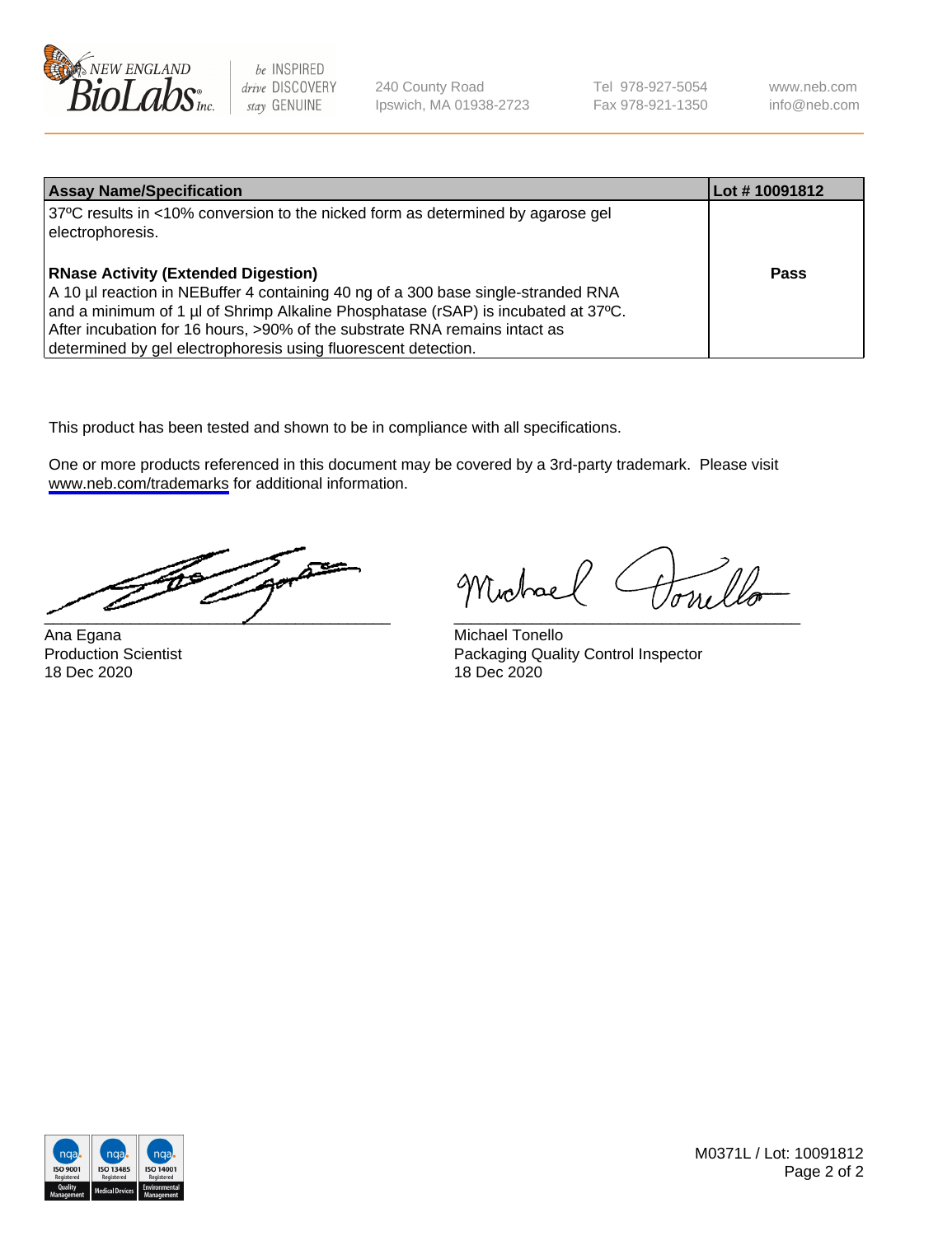| Assay Name/Specification | Lot # 10091812 |
| --- | --- |
| 37ºC results in <10% conversion to the nicked form as determined by agarose gel electrophoresis. | |
| **RNase Activity (Extended Digestion)**<br>A 10 µl reaction in NEBuffer 4 containing 40 ng of a 300 base single-stranded RNA and a minimum of 1 µl of Shrimp Alkaline Phosphatase (rSAP) is incubated at 37ºC. After incubation for 16 hours, >90% of the substrate RNA remains intact as determined by gel electrophoresis using fluorescent detection. | **Pass** |

This product has been tested and shown to be in compliance with all specifications.

One or more products referenced in this document may be covered by a 3rd-party trademark. Please visit www.neb.com/trademarks for additional information.

Ana Egana
Production Scientist
18 Dec 2020

Michael Tonello
Packaging Quality Control Inspector
18 Dec 2020

M0371L / Lot: 10091812